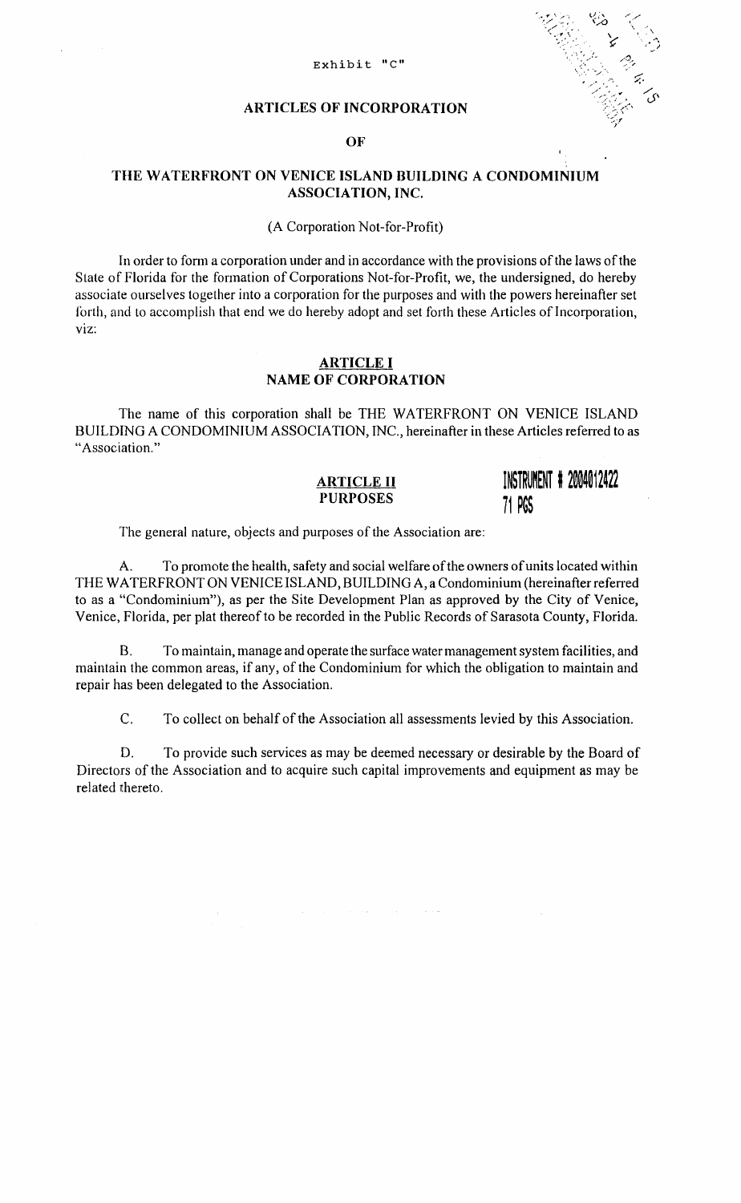Exhibit "C"

# ARTICLES OF INCORPORATION

# OF

# THE WATERFRONT ON VENICE ISLAND BUILDING A CONDOMINIUM ASSOCIATION, INC.

(A Corporation Not-for-Profit)

In order to form a corporation under and in accordance with the provisions of the laws of the State of Florida for the formation of Corporations Not-for-Profit, we, the undersigned, do hereby associate ourselves together into a corporation for the purposes and with the powers hereinafter set forth, and to accomplish that end we do hereby adopt and set forth these Articles of Incorporation, viz:

## ARTICLE I
## NAME OF CORPORATION

The name of this corporation shall be THE WATERFRONT ON VENICE ISLAND BUILDING A CONDOMINIUM ASSOCIATION, INC., hereinafter in these Articles referred to as "Association."

## ARTICLE II
## PURPOSES

INSTRUMENT # 2004012422
71 PGS

The general nature, objects and purposes of the Association are:

A. To promote the health, safety and social welfare of the owners of units located within THE WATERFRONT ON VENICE ISLAND, BUILDING A, a Condominium (hereinafter referred to as a "Condominium"), as per the Site Development Plan as approved by the City of Venice, Venice, Florida, per plat thereof to be recorded in the Public Records of Sarasota County, Florida.

B. To maintain, manage and operate the surface water management system facilities, and maintain the common areas, if any, of the Condominium for which the obligation to maintain and repair has been delegated to the Association.

C. To collect on behalf of the Association all assessments levied by this Association.

D. To provide such services as may be deemed necessary or desirable by the Board of Directors of the Association and to acquire such capital improvements and equipment as may be related thereto.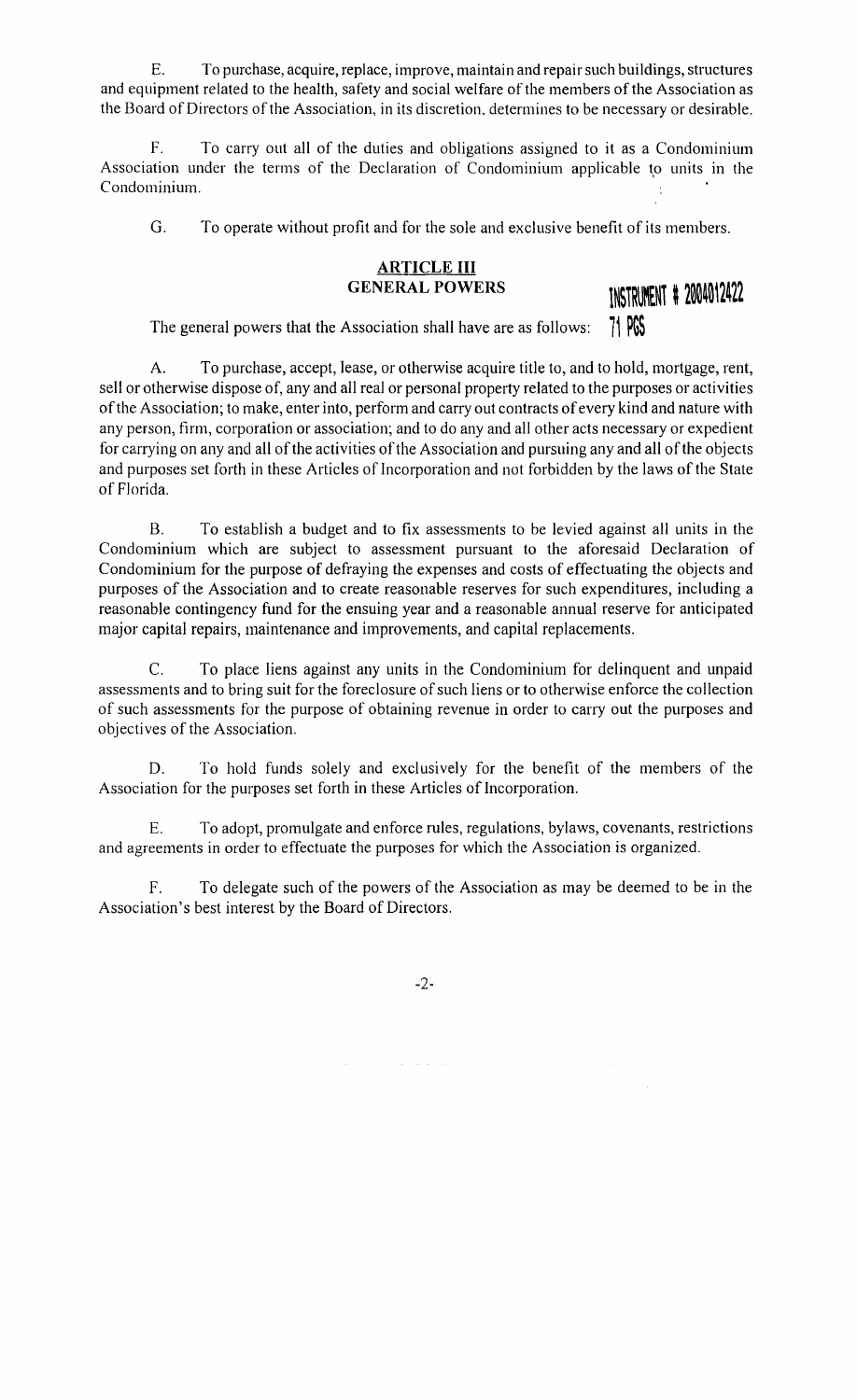E. To purchase, acquire, replace, improve, maintain and repair such buildings, structures and equipment related to the health, safety and social welfare of the members of the Association as the Board of Directors of the Association, in its discretion, determines to be necessary or desirable.

F. To carry out all of the duties and obligations assigned to it as a Condominium Association under the terms of the Declaration of Condominium applicable to units in the Condominium.

G. To operate without profit and for the sole and exclusive benefit of its members.

## ARTICLE III
## GENERAL POWERS

INSTRUMENT # 2004012422
71 PGS

The general powers that the Association shall have are as follows:

A. To purchase, accept, lease, or otherwise acquire title to, and to hold, mortgage, rent, sell or otherwise dispose of, any and all real or personal property related to the purposes or activities of the Association; to make, enter into, perform and carry out contracts of every kind and nature with any person, firm, corporation or association; and to do any and all other acts necessary or expedient for carrying on any and all of the activities of the Association and pursuing any and all of the objects and purposes set forth in these Articles of Incorporation and not forbidden by the laws of the State of Florida.

B. To establish a budget and to fix assessments to be levied against all units in the Condominium which are subject to assessment pursuant to the aforesaid Declaration of Condominium for the purpose of defraying the expenses and costs of effectuating the objects and purposes of the Association and to create reasonable reserves for such expenditures, including a reasonable contingency fund for the ensuing year and a reasonable annual reserve for anticipated major capital repairs, maintenance and improvements, and capital replacements.

C. To place liens against any units in the Condominium for delinquent and unpaid assessments and to bring suit for the foreclosure of such liens or to otherwise enforce the collection of such assessments for the purpose of obtaining revenue in order to carry out the purposes and objectives of the Association.

D. To hold funds solely and exclusively for the benefit of the members of the Association for the purposes set forth in these Articles of Incorporation.

E. To adopt, promulgate and enforce rules, regulations, bylaws, covenants, restrictions and agreements in order to effectuate the purposes for which the Association is organized.

F. To delegate such of the powers of the Association as may be deemed to be in the Association's best interest by the Board of Directors.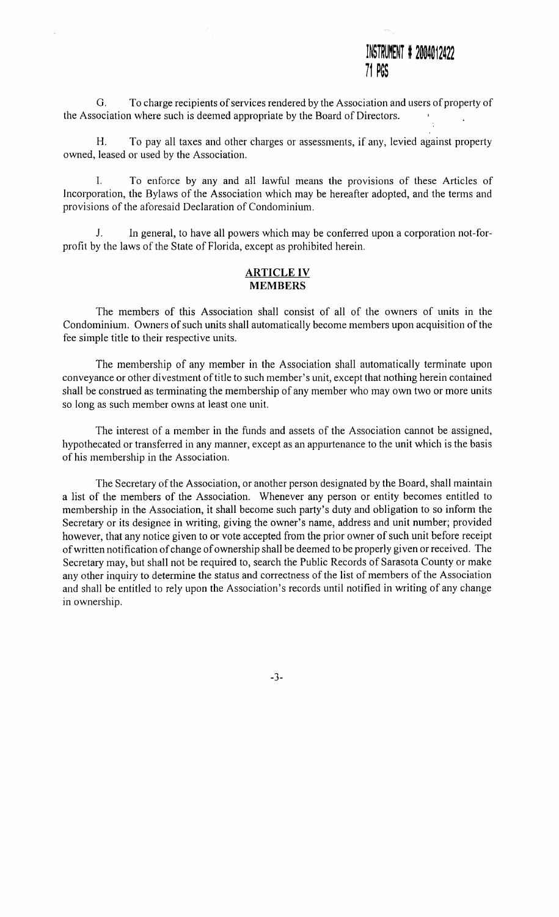INSTRUMENT # 2004012422
71 PGS

G. To charge recipients of services rendered by the Association and users of property of the Association where such is deemed appropriate by the Board of Directors.

H. To pay all taxes and other charges or assessments, if any, levied against property owned, leased or used by the Association.

I. To enforce by any and all lawful means the provisions of these Articles of Incorporation, the Bylaws of the Association which may be hereafter adopted, and the terms and provisions of the aforesaid Declaration of Condominium.

J. In general, to have all powers which may be conferred upon a corporation not-for-profit by the laws of the State of Florida, except as prohibited herein.

## ARTICLE IV
## MEMBERS

The members of this Association shall consist of all of the owners of units in the Condominium. Owners of such units shall automatically become members upon acquisition of the fee simple title to their respective units.

The membership of any member in the Association shall automatically terminate upon conveyance or other divestment of title to such member's unit, except that nothing herein contained shall be construed as terminating the membership of any member who may own two or more units so long as such member owns at least one unit.

The interest of a member in the funds and assets of the Association cannot be assigned, hypothecated or transferred in any manner, except as an appurtenance to the unit which is the basis of his membership in the Association.

The Secretary of the Association, or another person designated by the Board, shall maintain a list of the members of the Association. Whenever any person or entity becomes entitled to membership in the Association, it shall become such party's duty and obligation to so inform the Secretary or its designee in writing, giving the owner's name, address and unit number; provided however, that any notice given to or vote accepted from the prior owner of such unit before receipt of written notification of change of ownership shall be deemed to be properly given or received. The Secretary may, but shall not be required to, search the Public Records of Sarasota County or make any other inquiry to determine the status and correctness of the list of members of the Association and shall be entitled to rely upon the Association's records until notified in writing of any change in ownership.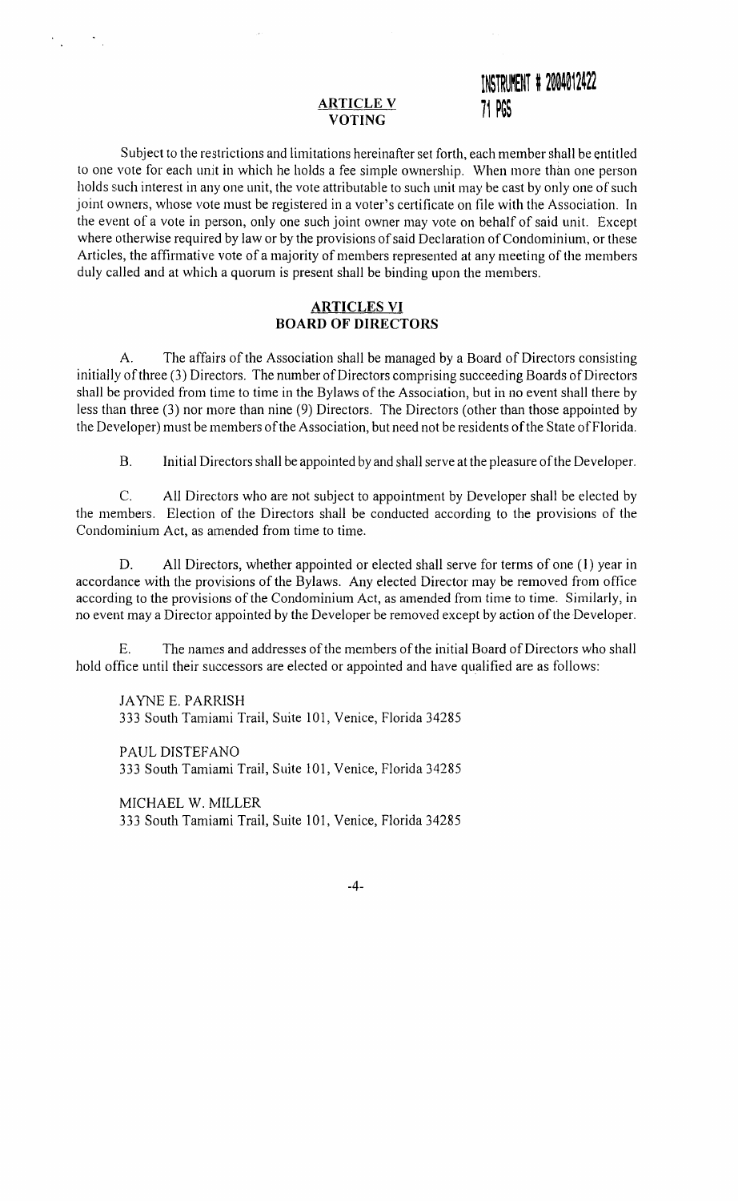INSTRUMENT # 2004012422
71 PGS

## ARTICLE V
## VOTING

Subject to the restrictions and limitations hereinafter set forth, each member shall be entitled to one vote for each unit in which he holds a fee simple ownership. When more than one person holds such interest in any one unit, the vote attributable to such unit may be cast by only one of such joint owners, whose vote must be registered in a voter's certificate on file with the Association. In the event of a vote in person, only one such joint owner may vote on behalf of said unit. Except where otherwise required by law or by the provisions of said Declaration of Condominium, or these Articles, the affirmative vote of a majority of members represented at any meeting of the members duly called and at which a quorum is present shall be binding upon the members.

## ARTICLES VI
## BOARD OF DIRECTORS

A. The affairs of the Association shall be managed by a Board of Directors consisting initially of three (3) Directors. The number of Directors comprising succeeding Boards of Directors shall be provided from time to time in the Bylaws of the Association, but in no event shall there by less than three (3) nor more than nine (9) Directors. The Directors (other than those appointed by the Developer) must be members of the Association, but need not be residents of the State of Florida.

B. Initial Directors shall be appointed by and shall serve at the pleasure of the Developer.

C. All Directors who are not subject to appointment by Developer shall be elected by the members. Election of the Directors shall be conducted according to the provisions of the Condominium Act, as amended from time to time.

D. All Directors, whether appointed or elected shall serve for terms of one (1) year in accordance with the provisions of the Bylaws. Any elected Director may be removed from office according to the provisions of the Condominium Act, as amended from time to time. Similarly, in no event may a Director appointed by the Developer be removed except by action of the Developer.

E. The names and addresses of the members of the initial Board of Directors who shall hold office until their successors are elected or appointed and have qualified are as follows:

JAYNE E. PARRISH
333 South Tamiami Trail, Suite 101, Venice, Florida 34285

PAUL DISTEFANO
333 South Tamiami Trail, Suite 101, Venice, Florida 34285

MICHAEL W. MILLER
333 South Tamiami Trail, Suite 101, Venice, Florida 34285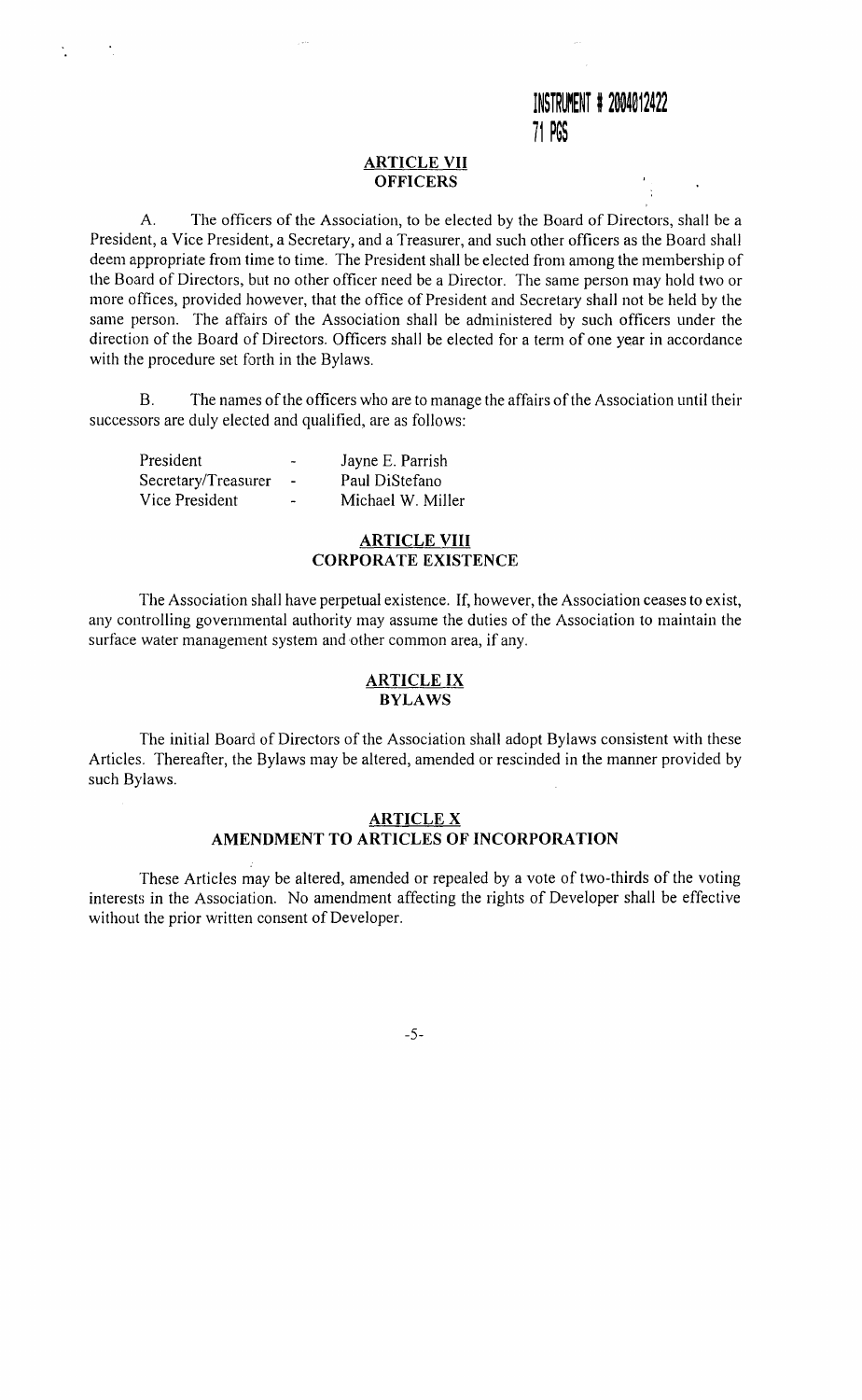INSTRUMENT # 2004012422
71 PGS

## ARTICLE VII
## OFFICERS

A. The officers of the Association, to be elected by the Board of Directors, shall be a President, a Vice President, a Secretary, and a Treasurer, and such other officers as the Board shall deem appropriate from time to time. The President shall be elected from among the membership of the Board of Directors, but no other officer need be a Director. The same person may hold two or more offices, provided however, that the office of President and Secretary shall not be held by the same person. The affairs of the Association shall be administered by such officers under the direction of the Board of Directors. Officers shall be elected for a term of one year in accordance with the procedure set forth in the Bylaws.

B. The names of the officers who are to manage the affairs of the Association until their successors are duly elected and qualified, are as follows:

| | | |
|---|---|---|
| President | - | Jayne E. Parrish |
| Secretary/Treasurer | - | Paul DiStefano |
| Vice President | - | Michael W. Miller |

## ARTICLE VIII
## CORPORATE EXISTENCE

The Association shall have perpetual existence. If, however, the Association ceases to exist, any controlling governmental authority may assume the duties of the Association to maintain the surface water management system and other common area, if any.

## ARTICLE IX
## BYLAWS

The initial Board of Directors of the Association shall adopt Bylaws consistent with these Articles. Thereafter, the Bylaws may be altered, amended or rescinded in the manner provided by such Bylaws.

## ARTICLE X
## AMENDMENT TO ARTICLES OF INCORPORATION

These Articles may be altered, amended or repealed by a vote of two-thirds of the voting interests in the Association. No amendment affecting the rights of Developer shall be effective without the prior written consent of Developer.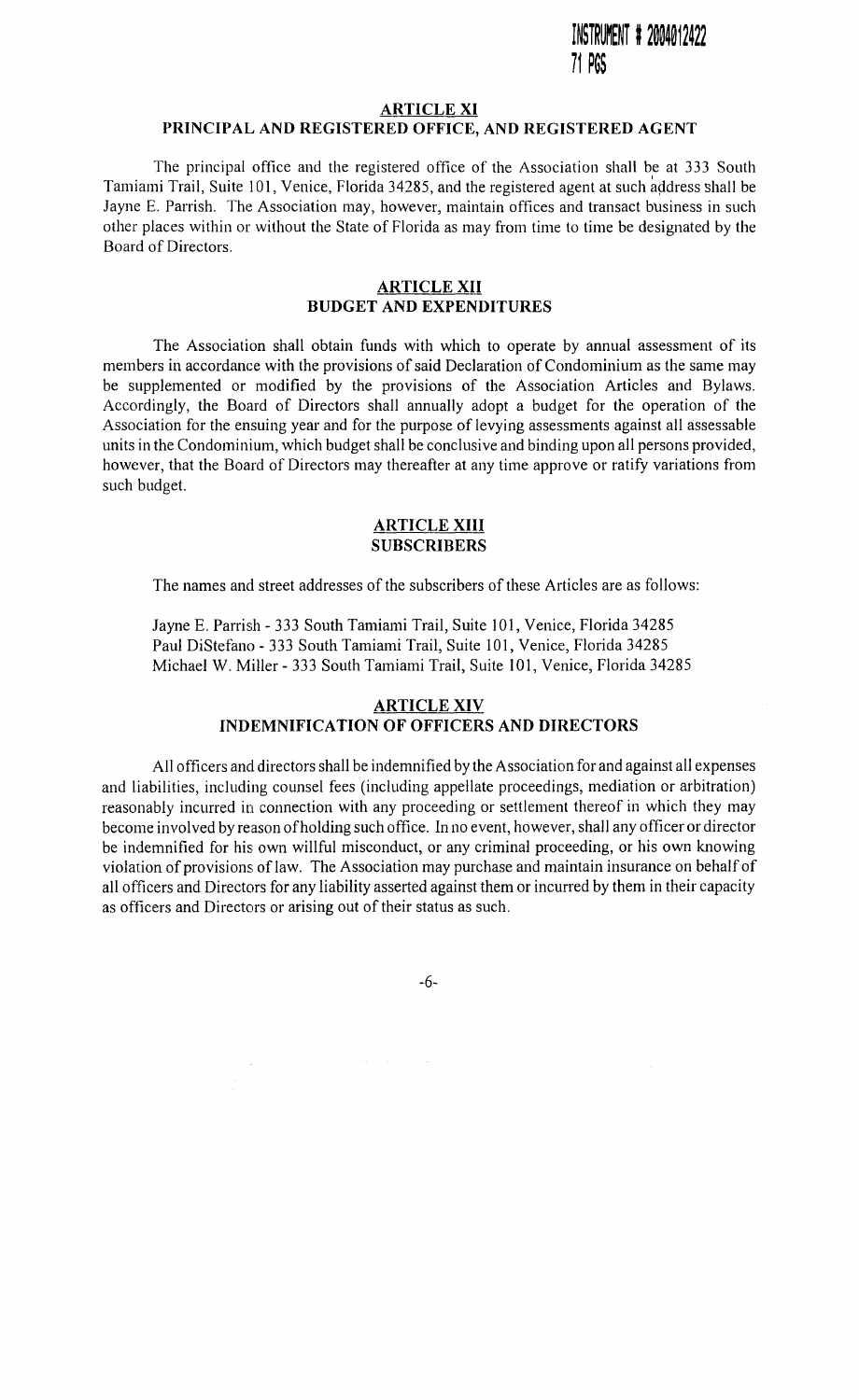INSTRUMENT # 2004012422
71 PGS

## ARTICLE XI
## PRINCIPAL AND REGISTERED OFFICE, AND REGISTERED AGENT

The principal office and the registered office of the Association shall be at 333 South Tamiami Trail, Suite 101, Venice, Florida 34285, and the registered agent at such address shall be Jayne E. Parrish. The Association may, however, maintain offices and transact business in such other places within or without the State of Florida as may from time to time be designated by the Board of Directors.

## ARTICLE XII
## BUDGET AND EXPENDITURES

The Association shall obtain funds with which to operate by annual assessment of its members in accordance with the provisions of said Declaration of Condominium as the same may be supplemented or modified by the provisions of the Association Articles and Bylaws. Accordingly, the Board of Directors shall annually adopt a budget for the operation of the Association for the ensuing year and for the purpose of levying assessments against all assessable units in the Condominium, which budget shall be conclusive and binding upon all persons provided, however, that the Board of Directors may thereafter at any time approve or ratify variations from such budget.

## ARTICLE XIII
## SUBSCRIBERS

The names and street addresses of the subscribers of these Articles are as follows:

Jayne E. Parrish - 333 South Tamiami Trail, Suite 101, Venice, Florida 34285
Paul DiStefano - 333 South Tamiami Trail, Suite 101, Venice, Florida 34285
Michael W. Miller - 333 South Tamiami Trail, Suite 101, Venice, Florida 34285

## ARTICLE XIV
## INDEMNIFICATION OF OFFICERS AND DIRECTORS

All officers and directors shall be indemnified by the Association for and against all expenses and liabilities, including counsel fees (including appellate proceedings, mediation or arbitration) reasonably incurred in connection with any proceeding or settlement thereof in which they may become involved by reason of holding such office. In no event, however, shall any officer or director be indemnified for his own willful misconduct, or any criminal proceeding, or his own knowing violation of provisions of law. The Association may purchase and maintain insurance on behalf of all officers and Directors for any liability asserted against them or incurred by them in their capacity as officers and Directors or arising out of their status as such.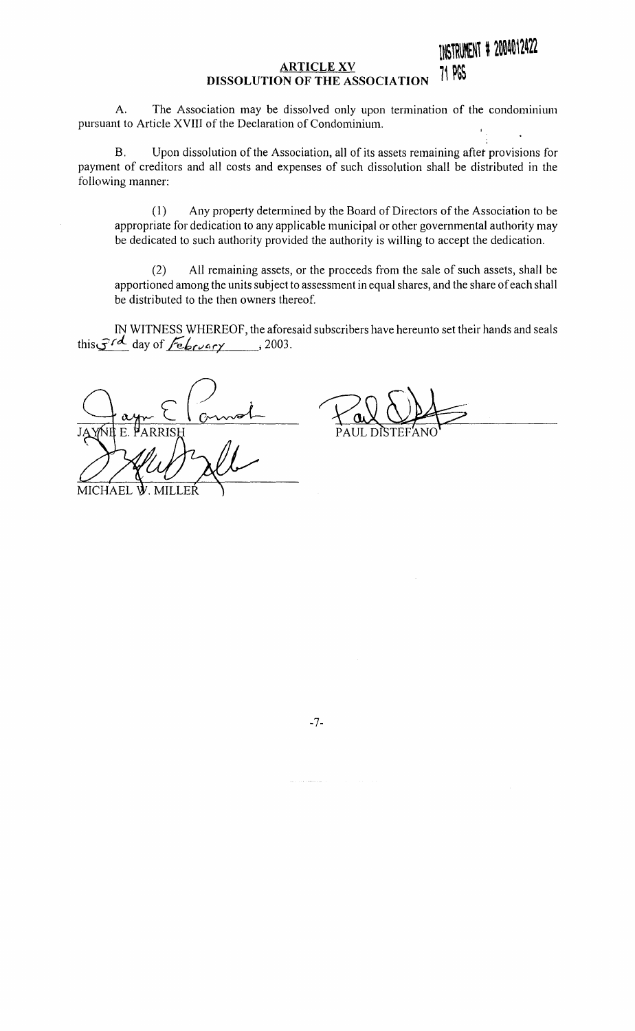INSTRUMENT # 2004012422 71 PGS

## ARTICLE XV
## DISSOLUTION OF THE ASSOCIATION

A. The Association may be dissolved only upon termination of the condominium pursuant to Article XVIII of the Declaration of Condominium.

B. Upon dissolution of the Association, all of its assets remaining after provisions for payment of creditors and all costs and expenses of such dissolution shall be distributed in the following manner:

(1) Any property determined by the Board of Directors of the Association to be appropriate for dedication to any applicable municipal or other governmental authority may be dedicated to such authority provided the authority is willing to accept the dedication.

(2) All remaining assets, or the proceeds from the sale of such assets, shall be apportioned among the units subject to assessment in equal shares, and the share of each shall be distributed to the then owners thereof.

IN WITNESS WHEREOF, the aforesaid subscribers have hereunto set their hands and seals this 3rd day of February, 2003.

JAYNE E. PARRISH

PAUL DISTEFANO

MICHAEL W. MILLER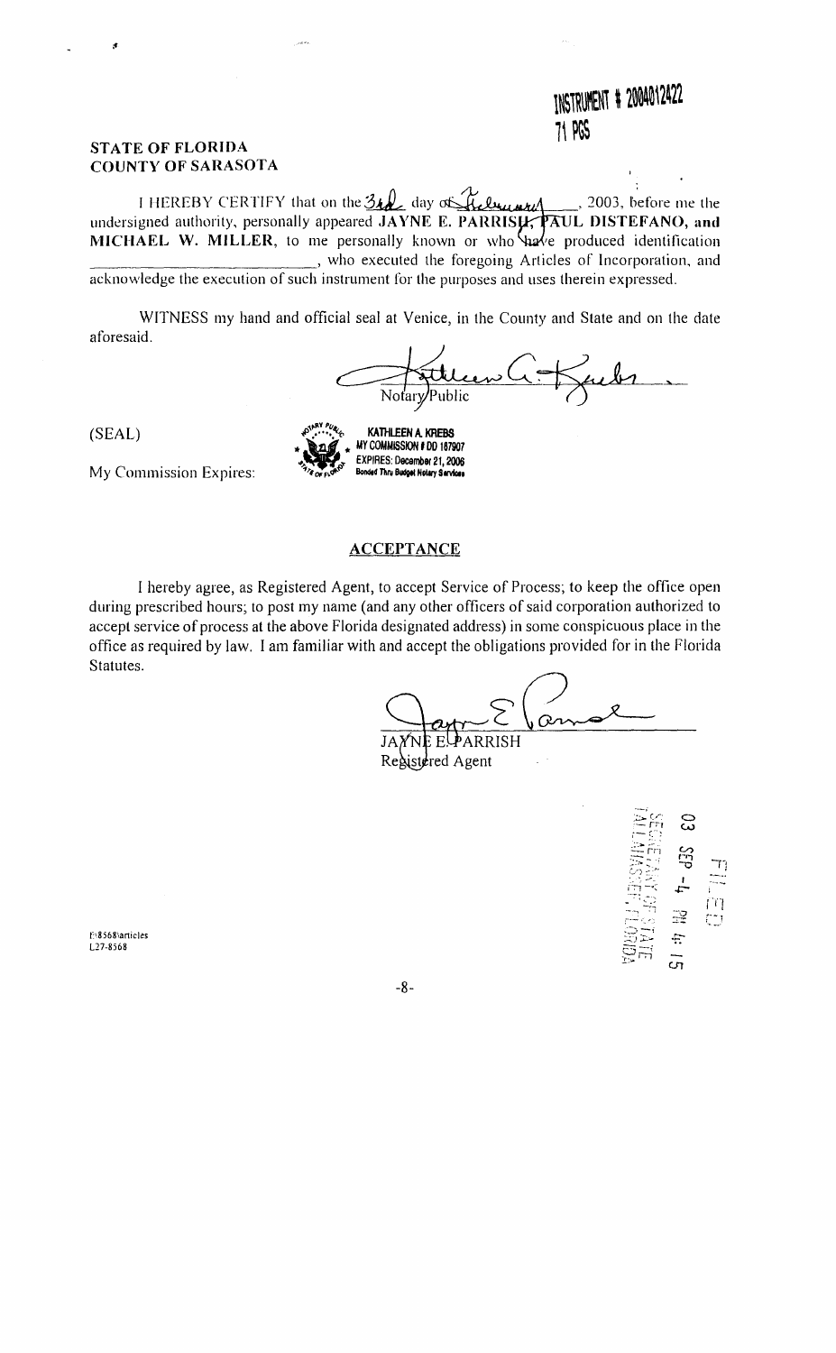INSTRUMENT # 2004012422
71 PGS

**STATE OF FLORIDA**
**COUNTY OF SARASOTA**

I HEREBY CERTIFY that on the 3rd day of February, 2003, before me the undersigned authority, personally appeared **JAYNE E. PARRISH, PAUL DISTEFANO, and MICHAEL W. MILLER**, to me personally known or who have produced identification \_\_\_\_\_\_\_\_\_\_\_\_\_\_\_\_\_\_\_\_\_\_\_\_\_\_\_, who executed the foregoing Articles of Incorporation, and acknowledge the execution of such instrument for the purposes and uses therein expressed.

WITNESS my hand and official seal at Venice, in the County and State and on the date aforesaid.

Notary Public

(SEAL)

KATHLEEN A. KREBS
MY COMMISSION # DD 187907
EXPIRES: December 21, 2006
Bonded Thru Budget Notary Services

My Commission Expires:

## ACCEPTANCE

I hereby agree, as Registered Agent, to accept Service of Process; to keep the office open during prescribed hours; to post my name (and any other officers of said corporation authorized to accept service of process at the above Florida designated address) in some conspicuous place in the office as required by law. I am familiar with and accept the obligations provided for in the Florida Statutes.

JAYNE E. PARRISH
Registered Agent

FILED
03 SEP -4 PM 4:15
SECRETARY OF STATE
TALLAHASSEE, FLORIDA

F:\8568\articles
L27-8568